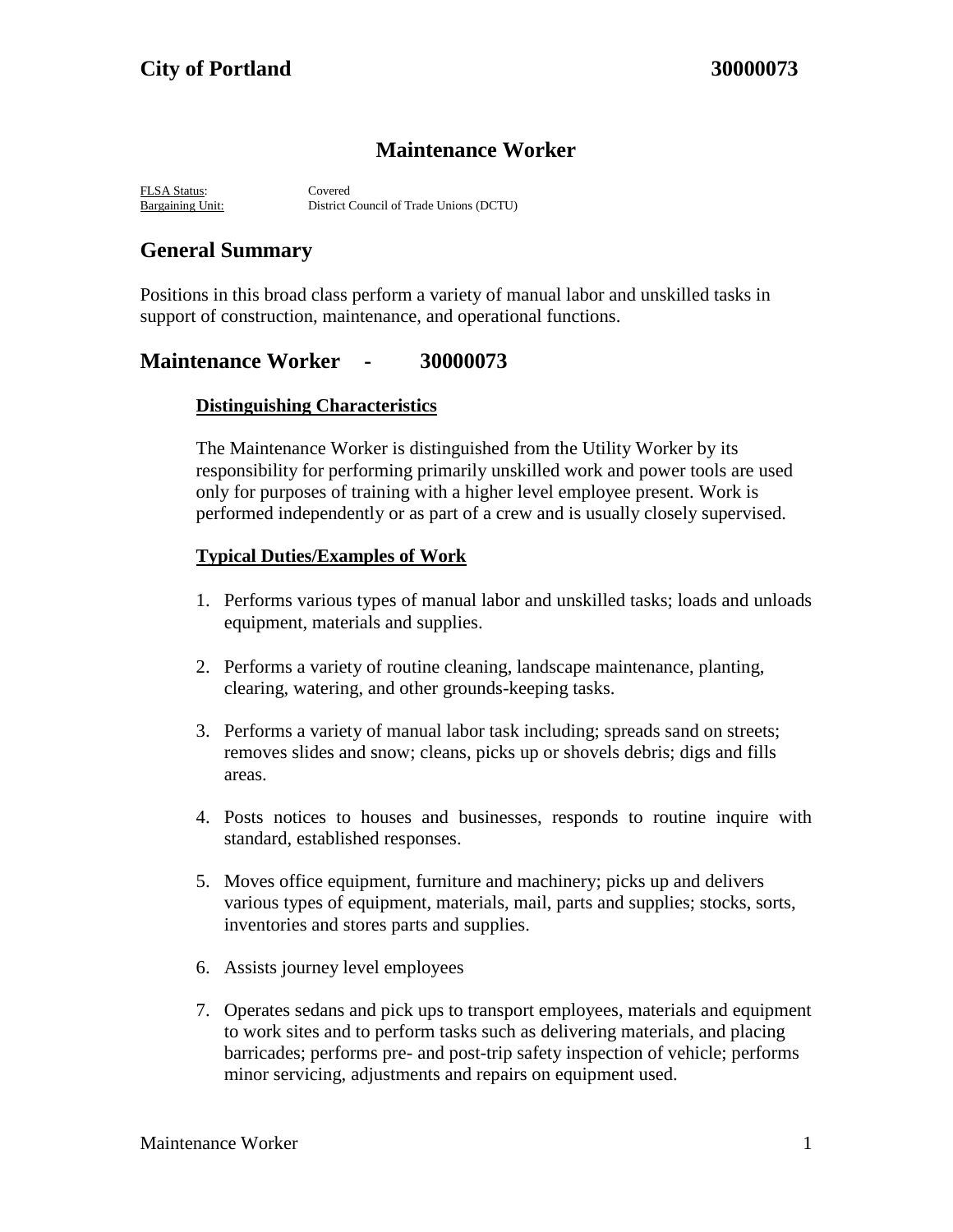**City of Portland** **30000073**

# Maintenance Worker

FLSA Status: Covered
Bargaining Unit: District Council of Trade Unions (DCTU)

## General Summary

Positions in this broad class perform a variety of manual labor and unskilled tasks in support of construction, maintenance, and operational functions.

## Maintenance Worker - 30000073

### Distinguishing Characteristics

The Maintenance Worker is distinguished from the Utility Worker by its responsibility for performing primarily unskilled work and power tools are used only for purposes of training with a higher level employee present. Work is performed independently or as part of a crew and is usually closely supervised.

### Typical Duties/Examples of Work

1. Performs various types of manual labor and unskilled tasks; loads and unloads equipment, materials and supplies.

2. Performs a variety of routine cleaning, landscape maintenance, planting, clearing, watering, and other grounds-keeping tasks.

3. Performs a variety of manual labor task including; spreads sand on streets; removes slides and snow; cleans, picks up or shovels debris; digs and fills areas.

4. Posts notices to houses and businesses, responds to routine inquire with standard, established responses.

5. Moves office equipment, furniture and machinery; picks up and delivers various types of equipment, materials, mail, parts and supplies; stocks, sorts, inventories and stores parts and supplies.

6. Assists journey level employees

7. Operates sedans and pick ups to transport employees, materials and equipment to work sites and to perform tasks such as delivering materials, and placing barricades; performs pre- and post-trip safety inspection of vehicle; performs minor servicing, adjustments and repairs on equipment used.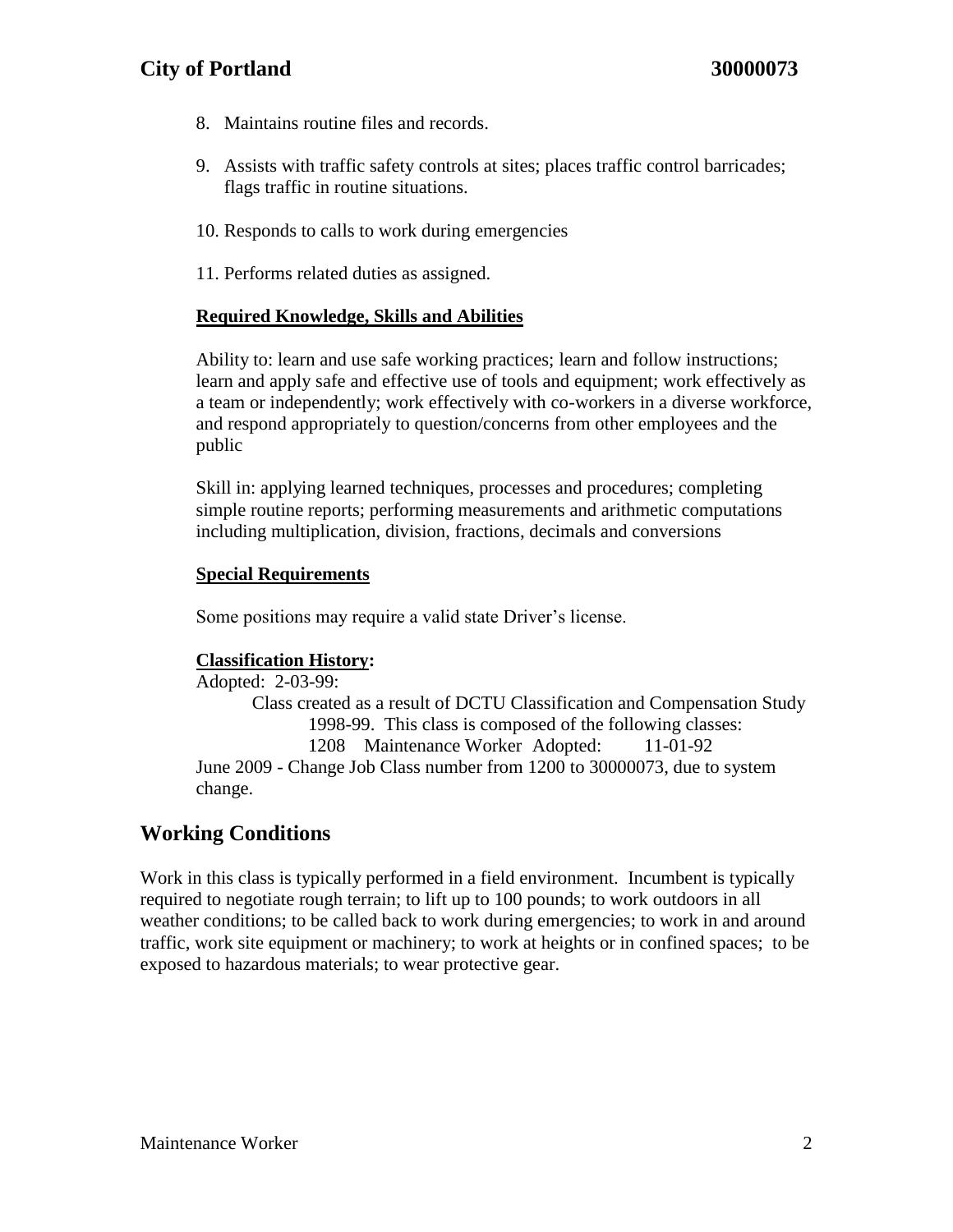8. Maintains routine files and records.

9. Assists with traffic safety controls at sites; places traffic control barricades; flags traffic in routine situations.

10. Responds to calls to work during emergencies

11. Performs related duties as assigned.

**Required Knowledge, Skills and Abilities**

Ability to: learn and use safe working practices; learn and follow instructions; learn and apply safe and effective use of tools and equipment; work effectively as a team or independently; work effectively with co-workers in a diverse workforce, and respond appropriately to question/concerns from other employees and the public

Skill in: applying learned techniques, processes and procedures; completing simple routine reports; performing measurements and arithmetic computations including multiplication, division, fractions, decimals and conversions

**Special Requirements**

Some positions may require a valid state Driver's license.

**Classification History:**

Adopted: 2-03-99:
Class created as a result of DCTU Classification and Compensation Study 1998-99. This class is composed of the following classes:
1208 Maintenance Worker Adopted: 11-01-92

June 2009 - Change Job Class number from 1200 to 30000073, due to system change.

## Working Conditions

Work in this class is typically performed in a field environment. Incumbent is typically required to negotiate rough terrain; to lift up to 100 pounds; to work outdoors in all weather conditions; to be called back to work during emergencies; to work in and around traffic, work site equipment or machinery; to work at heights or in confined spaces; to be exposed to hazardous materials; to wear protective gear.